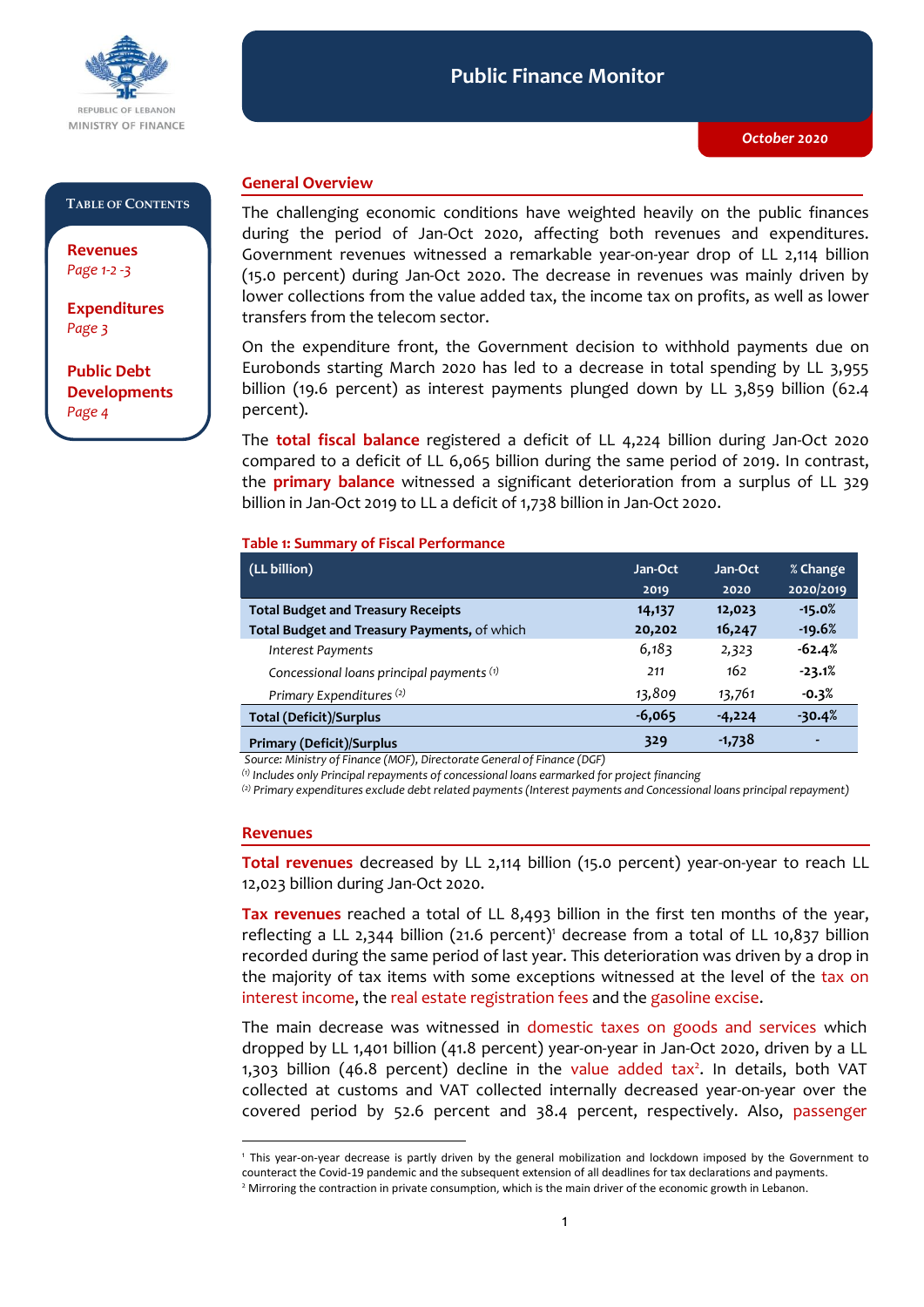REPUBLIC OF LEBANON
MINISTRY OF FINANCE

# Public Finance Monitor

**October 2020**

**TABLE OF CONTENTS**

**Revenues**
*Page 1-2 -3*

**Expenditures**
*Page 3*

**Public Debt Developments**
*Page 4*

## General Overview

The challenging economic conditions have weighted heavily on the public finances during the period of Jan-Oct 2020, affecting both revenues and expenditures. Government revenues witnessed a remarkable year-on-year drop of LL 2,114 billion (15.0 percent) during Jan-Oct 2020. The decrease in revenues was mainly driven by lower collections from the value added tax, the income tax on profits, as well as lower transfers from the telecom sector.

On the expenditure front, the Government decision to withhold payments due on Eurobonds starting March 2020 has led to a decrease in total spending by LL 3,955 billion (19.6 percent) as interest payments plunged down by LL 3,859 billion (62.4 percent).

The **total fiscal balance** registered a deficit of LL 4,224 billion during Jan-Oct 2020 compared to a deficit of LL 6,065 billion during the same period of 2019. In contrast, the **primary balance** witnessed a significant deterioration from a surplus of LL 329 billion in Jan-Oct 2019 to LL a deficit of 1,738 billion in Jan-Oct 2020.

**Table 1: Summary of Fiscal Performance**

| (LL billion) | Jan-Oct 2019 | Jan-Oct 2020 | % Change 2020/2019 |
|---|---|---|---|
| **Total Budget and Treasury Receipts** | **14,137** | **12,023** | **-15.0%** |
| **Total Budget and Treasury Payments,** of which | **20,202** | **16,247** | **-19.6%** |
| *Interest Payments* | *6,183* | *2,323* | **-62.4%** |
| *Concessional loans principal payments* (1) | *211* | *162* | **-23.1%** |
| *Primary Expenditures* (2) | *13,809* | *13,761* | **-0.3%** |
| **Total (Deficit)/Surplus** | **-6,065** | **-4,224** | **-30.4%** |
| **Primary (Deficit)/Surplus** | **329** | **-1,738** | **-** |

*Source: Ministry of Finance (MOF), Directorate General of Finance (DGF)*
*(1) Includes only Principal repayments of concessional loans earmarked for project financing*
*(2) Primary expenditures exclude debt related payments (Interest payments and Concessional loans principal repayment)*

## Revenues

**Total revenues** decreased by LL 2,114 billion (15.0 percent) year-on-year to reach LL 12,023 billion during Jan-Oct 2020.

**Tax revenues** reached a total of LL 8,493 billion in the first ten months of the year, reflecting a LL 2,344 billion (21.6 percent)[1] decrease from a total of LL 10,837 billion recorded during the same period of last year. This deterioration was driven by a drop in the majority of tax items with some exceptions witnessed at the level of the tax on interest income, the real estate registration fees and the gasoline excise.

The main decrease was witnessed in domestic taxes on goods and services which dropped by LL 1,401 billion (41.8 percent) year-on-year in Jan-Oct 2020, driven by a LL 1,303 billion (46.8 percent) decline in the value added tax[2]. In details, both VAT collected at customs and VAT collected internally decreased year-on-year over the covered period by 52.6 percent and 38.4 percent, respectively. Also, passenger

---

[1] This year-on-year decrease is partly driven by the general mobilization and lockdown imposed by the Government to counteract the Covid-19 pandemic and the subsequent extension of all deadlines for tax declarations and payments.

[2] Mirroring the contraction in private consumption, which is the main driver of the economic growth in Lebanon.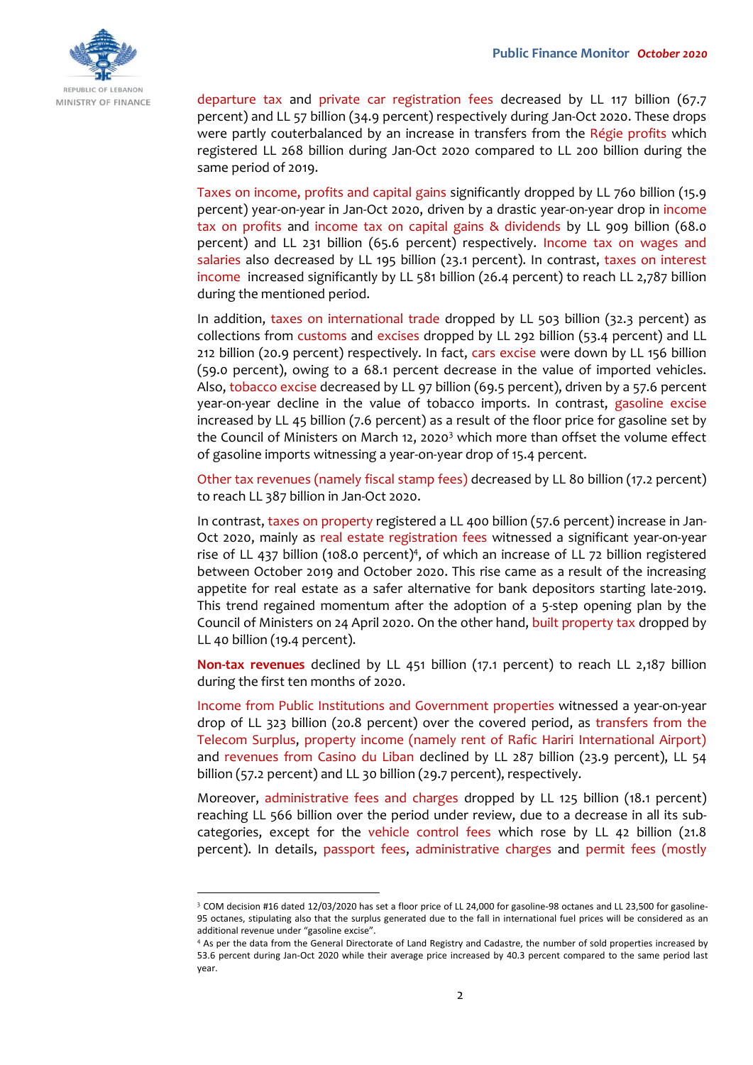departure tax and private car registration fees decreased by LL 117 billion (67.7 percent) and LL 57 billion (34.9 percent) respectively during Jan-Oct 2020. These drops were partly couterbalanced by an increase in transfers from the Régie profits which registered LL 268 billion during Jan-Oct 2020 compared to LL 200 billion during the same period of 2019.

Taxes on income, profits and capital gains significantly dropped by LL 760 billion (15.9 percent) year-on-year in Jan-Oct 2020, driven by a drastic year-on-year drop in income tax on profits and income tax on capital gains & dividends by LL 909 billion (68.0 percent) and LL 231 billion (65.6 percent) respectively. Income tax on wages and salaries also decreased by LL 195 billion (23.1 percent). In contrast, taxes on interest income increased significantly by LL 581 billion (26.4 percent) to reach LL 2,787 billion during the mentioned period.

In addition, taxes on international trade dropped by LL 503 billion (32.3 percent) as collections from customs and excises dropped by LL 292 billion (53.4 percent) and LL 212 billion (20.9 percent) respectively. In fact, cars excise were down by LL 156 billion (59.0 percent), owing to a 68.1 percent decrease in the value of imported vehicles. Also, tobacco excise decreased by LL 97 billion (69.5 percent), driven by a 57.6 percent year-on-year decline in the value of tobacco imports. In contrast, gasoline excise increased by LL 45 billion (7.6 percent) as a result of the floor price for gasoline set by the Council of Ministers on March 12, 2020[3] which more than offset the volume effect of gasoline imports witnessing a year-on-year drop of 15.4 percent.

Other tax revenues (namely fiscal stamp fees) decreased by LL 80 billion (17.2 percent) to reach LL 387 billion in Jan-Oct 2020.

In contrast, taxes on property registered a LL 400 billion (57.6 percent) increase in Jan-Oct 2020, mainly as real estate registration fees witnessed a significant year-on-year rise of LL 437 billion (108.0 percent)[4], of which an increase of LL 72 billion registered between October 2019 and October 2020. This rise came as a result of the increasing appetite for real estate as a safer alternative for bank depositors starting late-2019. This trend regained momentum after the adoption of a 5-step opening plan by the Council of Ministers on 24 April 2020. On the other hand, built property tax dropped by LL 40 billion (19.4 percent).

**Non-tax revenues** declined by LL 451 billion (17.1 percent) to reach LL 2,187 billion during the first ten months of 2020.

Income from Public Institutions and Government properties witnessed a year-on-year drop of LL 323 billion (20.8 percent) over the covered period, as transfers from the Telecom Surplus, property income (namely rent of Rafic Hariri International Airport) and revenues from Casino du Liban declined by LL 287 billion (23.9 percent), LL 54 billion (57.2 percent) and LL 30 billion (29.7 percent), respectively.

Moreover, administrative fees and charges dropped by LL 125 billion (18.1 percent) reaching LL 566 billion over the period under review, due to a decrease in all its sub-categories, except for the vehicle control fees which rose by LL 42 billion (21.8 percent). In details, passport fees, administrative charges and permit fees (mostly

---

[3] COM decision #16 dated 12/03/2020 has set a floor price of LL 24,000 for gasoline-98 octanes and LL 23,500 for gasoline-95 octanes, stipulating also that the surplus generated due to the fall in international fuel prices will be considered as an additional revenue under "gasoline excise".

[4] As per the data from the General Directorate of Land Registry and Cadastre, the number of sold properties increased by 53.6 percent during Jan-Oct 2020 while their average price increased by 40.3 percent compared to the same period last year.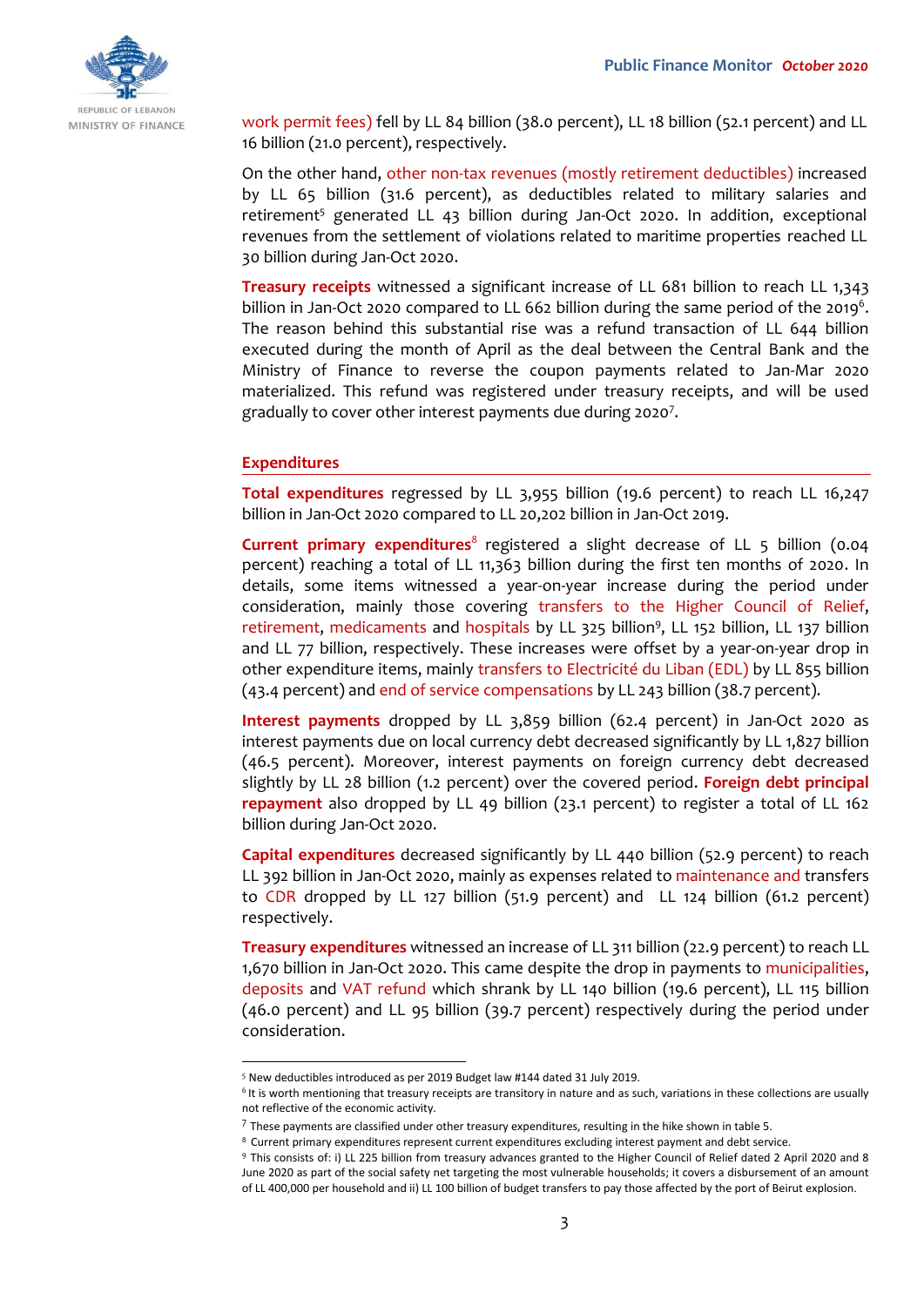work permit fees) fell by LL 84 billion (38.0 percent), LL 18 billion (52.1 percent) and LL 16 billion (21.0 percent), respectively.

On the other hand, other non-tax revenues (mostly retirement deductibles) increased by LL 65 billion (31.6 percent), as deductibles related to military salaries and retirement[5] generated LL 43 billion during Jan-Oct 2020. In addition, exceptional revenues from the settlement of violations related to maritime properties reached LL 30 billion during Jan-Oct 2020.

**Treasury receipts** witnessed a significant increase of LL 681 billion to reach LL 1,343 billion in Jan-Oct 2020 compared to LL 662 billion during the same period of the 2019[6]. The reason behind this substantial rise was a refund transaction of LL 644 billion executed during the month of April as the deal between the Central Bank and the Ministry of Finance to reverse the coupon payments related to Jan-Mar 2020 materialized. This refund was registered under treasury receipts, and will be used gradually to cover other interest payments due during 2020[7].

## Expenditures

**Total expenditures** regressed by LL 3,955 billion (19.6 percent) to reach LL 16,247 billion in Jan-Oct 2020 compared to LL 20,202 billion in Jan-Oct 2019.

**Current primary expenditures**[8] registered a slight decrease of LL 5 billion (0.04 percent) reaching a total of LL 11,363 billion during the first ten months of 2020. In details, some items witnessed a year-on-year increase during the period under consideration, mainly those covering transfers to the Higher Council of Relief, retirement, medicaments and hospitals by LL 325 billion[9], LL 152 billion, LL 137 billion and LL 77 billion, respectively. These increases were offset by a year-on-year drop in other expenditure items, mainly transfers to Electricité du Liban (EDL) by LL 855 billion (43.4 percent) and end of service compensations by LL 243 billion (38.7 percent).

**Interest payments** dropped by LL 3,859 billion (62.4 percent) in Jan-Oct 2020 as interest payments due on local currency debt decreased significantly by LL 1,827 billion (46.5 percent). Moreover, interest payments on foreign currency debt decreased slightly by LL 28 billion (1.2 percent) over the covered period. **Foreign debt principal repayment** also dropped by LL 49 billion (23.1 percent) to register a total of LL 162 billion during Jan-Oct 2020.

**Capital expenditures** decreased significantly by LL 440 billion (52.9 percent) to reach LL 392 billion in Jan-Oct 2020, mainly as expenses related to maintenance and transfers to CDR dropped by LL 127 billion (51.9 percent) and LL 124 billion (61.2 percent) respectively.

**Treasury expenditures** witnessed an increase of LL 311 billion (22.9 percent) to reach LL 1,670 billion in Jan-Oct 2020. This came despite the drop in payments to municipalities, deposits and VAT refund which shrank by LL 140 billion (19.6 percent), LL 115 billion (46.0 percent) and LL 95 billion (39.7 percent) respectively during the period under consideration.

---

[5] New deductibles introduced as per 2019 Budget law #144 dated 31 July 2019.

[6] It is worth mentioning that treasury receipts are transitory in nature and as such, variations in these collections are usually not reflective of the economic activity.

[7] These payments are classified under other treasury expenditures, resulting in the hike shown in table 5.

[8] Current primary expenditures represent current expenditures excluding interest payment and debt service.

[9] This consists of: i) LL 225 billion from treasury advances granted to the Higher Council of Relief dated 2 April 2020 and 8 June 2020 as part of the social safety net targeting the most vulnerable households; it covers a disbursement of an amount of LL 400,000 per household and ii) LL 100 billion of budget transfers to pay those affected by the port of Beirut explosion.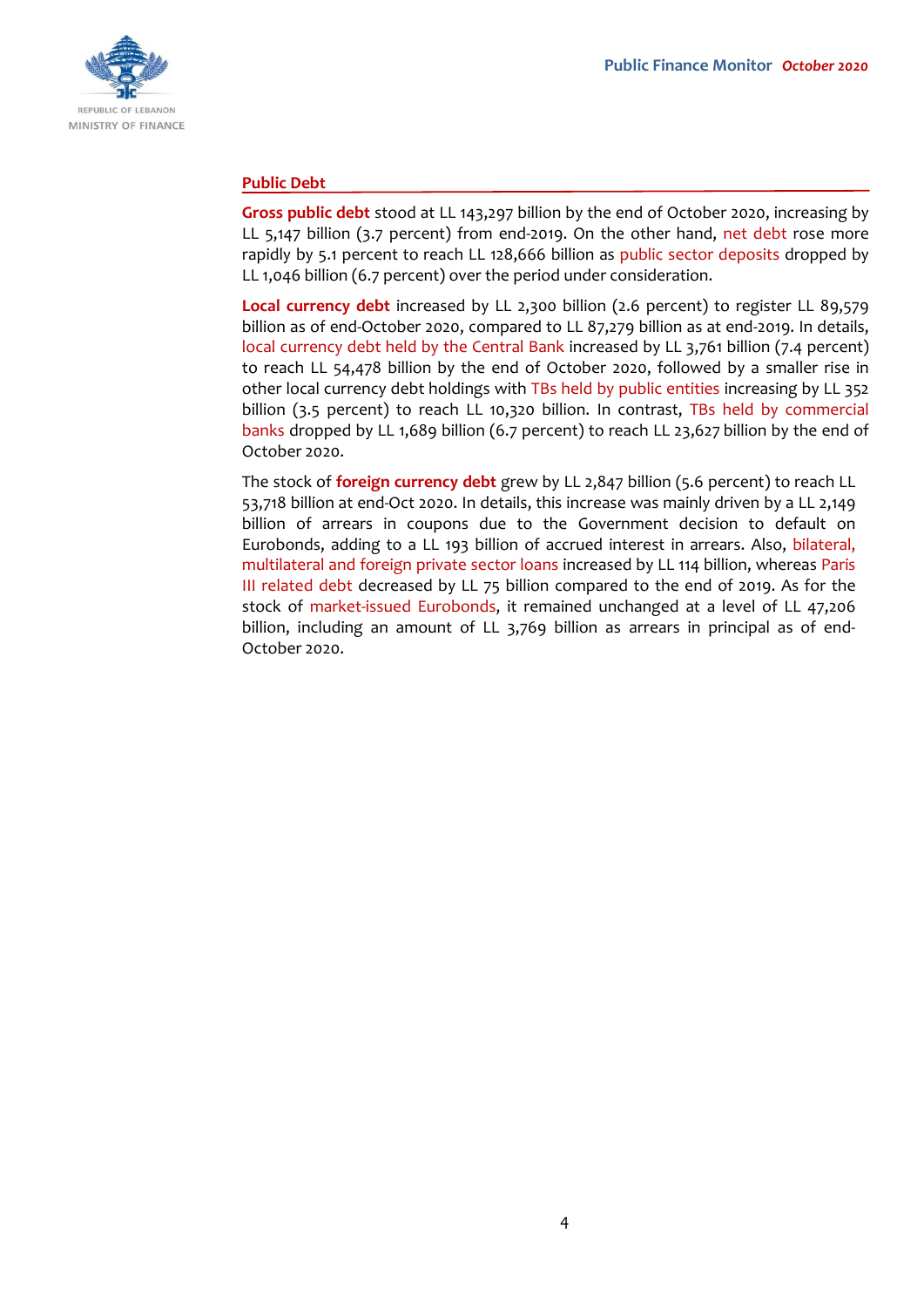## Public Debt

**Gross public debt** stood at LL 143,297 billion by the end of October 2020, increasing by LL 5,147 billion (3.7 percent) from end-2019. On the other hand, net debt rose more rapidly by 5.1 percent to reach LL 128,666 billion as public sector deposits dropped by LL 1,046 billion (6.7 percent) over the period under consideration.

**Local currency debt** increased by LL 2,300 billion (2.6 percent) to register LL 89,579 billion as of end-October 2020, compared to LL 87,279 billion as at end-2019. In details, local currency debt held by the Central Bank increased by LL 3,761 billion (7.4 percent) to reach LL 54,478 billion by the end of October 2020, followed by a smaller rise in other local currency debt holdings with TBs held by public entities increasing by LL 352 billion (3.5 percent) to reach LL 10,320 billion. In contrast, TBs held by commercial banks dropped by LL 1,689 billion (6.7 percent) to reach LL 23,627 billion by the end of October 2020.

The stock of **foreign currency debt** grew by LL 2,847 billion (5.6 percent) to reach LL 53,718 billion at end-Oct 2020. In details, this increase was mainly driven by a LL 2,149 billion of arrears in coupons due to the Government decision to default on Eurobonds, adding to a LL 193 billion of accrued interest in arrears. Also, bilateral, multilateral and foreign private sector loans increased by LL 114 billion, whereas Paris III related debt decreased by LL 75 billion compared to the end of 2019. As for the stock of market-issued Eurobonds, it remained unchanged at a level of LL 47,206 billion, including an amount of LL 3,769 billion as arrears in principal as of end-October 2020.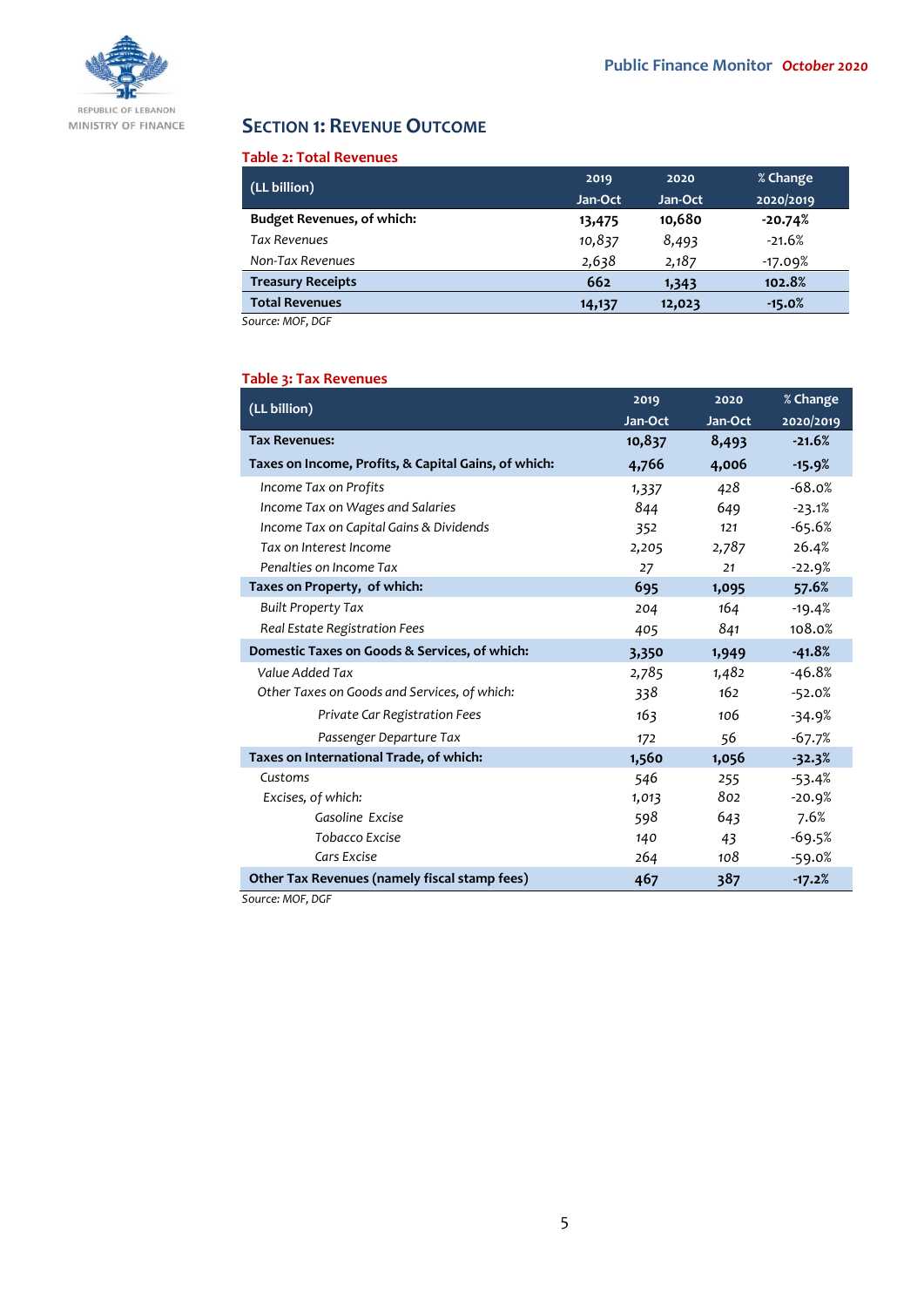## SECTION 1: REVENUE OUTCOME

**Table 2: Total Revenues**

| (LL billion) | 2019 Jan-Oct | 2020 Jan-Oct | % Change 2020/2019 |
|---|---|---|---|
| **Budget Revenues, of which:** | **13,475** | **10,680** | **-20.74%** |
| *Tax Revenues* | 10,837 | 8,493 | -21.6% |
| *Non-Tax Revenues* | 2,638 | 2,187 | -17.09% |
| **Treasury Receipts** | **662** | **1,343** | **102.8%** |
| **Total Revenues** | **14,137** | **12,023** | **-15.0%** |

Source: MOF, DGF

**Table 3: Tax Revenues**

| (LL billion) | 2019 Jan-Oct | 2020 Jan-Oct | % Change 2020/2019 |
|---|---|---|---|
| **Tax Revenues:** | **10,837** | **8,493** | **-21.6%** |
| **Taxes on Income, Profits, & Capital Gains, of which:** | **4,766** | **4,006** | **-15.9%** |
| *Income Tax on Profits* | 1,337 | 428 | -68.0% |
| *Income Tax on Wages and Salaries* | 844 | 649 | -23.1% |
| *Income Tax on Capital Gains & Dividends* | 352 | 121 | -65.6% |
| *Tax on Interest Income* | 2,205 | 2,787 | 26.4% |
| *Penalties on Income Tax* | 27 | 21 | -22.9% |
| **Taxes on Property, of which:** | **695** | **1,095** | **57.6%** |
| *Built Property Tax* | 204 | 164 | -19.4% |
| *Real Estate Registration Fees* | 405 | 841 | 108.0% |
| **Domestic Taxes on Goods & Services, of which:** | **3,350** | **1,949** | **-41.8%** |
| *Value Added Tax* | 2,785 | 1,482 | -46.8% |
| *Other Taxes on Goods and Services, of which:* | 338 | 162 | -52.0% |
| *Private Car Registration Fees* | 163 | 106 | -34.9% |
| *Passenger Departure Tax* | 172 | 56 | -67.7% |
| **Taxes on International Trade, of which:** | **1,560** | **1,056** | **-32.3%** |
| Customs | 546 | 255 | -53.4% |
| *Excises, of which:* | 1,013 | 802 | -20.9% |
| *Gasoline Excise* | 598 | 643 | 7.6% |
| *Tobacco Excise* | 140 | 43 | -69.5% |
| *Cars Excise* | 264 | 108 | -59.0% |
| **Other Tax Revenues (namely fiscal stamp fees)** | **467** | **387** | **-17.2%** |

Source: MOF, DGF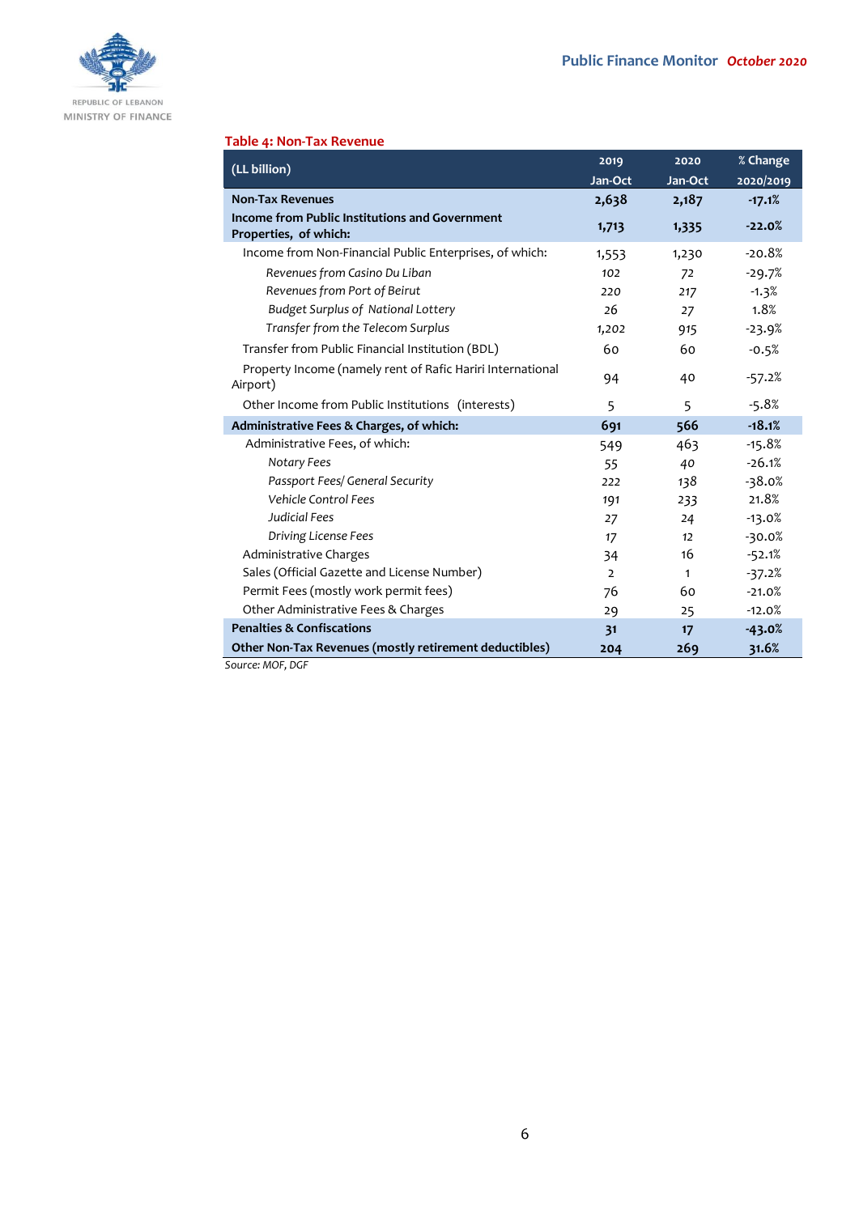**Table 4: Non-Tax Revenue**

| (LL billion) | 2019 Jan-Oct | 2020 Jan-Oct | % Change 2020/2019 |
|---|---|---|---|
| **Non-Tax Revenues** | **2,638** | **2,187** | **-17.1%** |
| **Income from Public Institutions and Government Properties, of which:** | **1,713** | **1,335** | **-22.0%** |
| Income from Non-Financial Public Enterprises, of which: | 1,553 | 1,230 | -20.8% |
| *Revenues from Casino Du Liban* | 102 | 72 | -29.7% |
| *Revenues from Port of Beirut* | 220 | 217 | -1.3% |
| *Budget Surplus of National Lottery* | 26 | 27 | 1.8% |
| *Transfer from the Telecom Surplus* | 1,202 | 915 | -23.9% |
| Transfer from Public Financial Institution (BDL) | 60 | 60 | -0.5% |
| Property Income (namely rent of Rafic Hariri International Airport) | 94 | 40 | -57.2% |
| Other Income from Public Institutions (interests) | 5 | 5 | -5.8% |
| **Administrative Fees & Charges, of which:** | **691** | **566** | **-18.1%** |
| Administrative Fees, of which: | 549 | 463 | -15.8% |
| *Notary Fees* | 55 | 40 | -26.1% |
| *Passport Fees/ General Security* | 222 | 138 | -38.0% |
| *Vehicle Control Fees* | 191 | 233 | 21.8% |
| *Judicial Fees* | 27 | 24 | -13.0% |
| *Driving License Fees* | 17 | 12 | -30.0% |
| Administrative Charges | 34 | 16 | -52.1% |
| Sales (Official Gazette and License Number) | 2 | 1 | -37.2% |
| Permit Fees (mostly work permit fees) | 76 | 60 | -21.0% |
| Other Administrative Fees & Charges | 29 | 25 | -12.0% |
| **Penalties & Confiscations** | **31** | **17** | **-43.0%** |
| **Other Non-Tax Revenues (mostly retirement deductibles)** | **204** | **269** | **31.6%** |

*Source: MOF, DGF*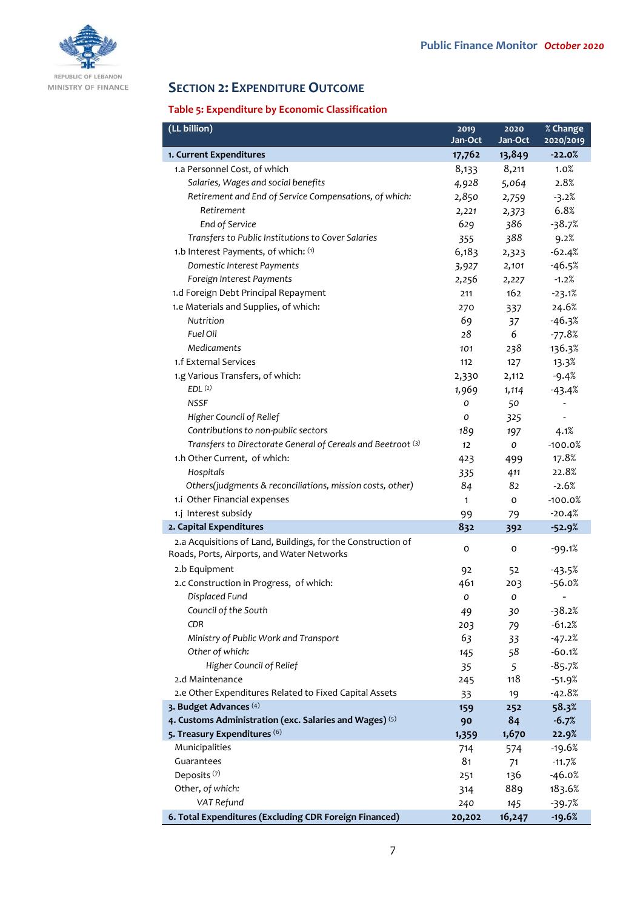## Section 2: Expenditure Outcome

### Table 5: Expenditure by Economic Classification

| (LL billion) | 2019 Jan-Oct | 2020 Jan-Oct | % Change 2020/2019 |
|---|---|---|---|
| **1. Current Expenditures** | **17,762** | **13,849** | **-22.0%** |
| 1.a Personnel Cost, of which | 8,133 | 8,211 | 1.0% |
| *Salaries, Wages and social benefits* | 4,928 | 5,064 | 2.8% |
| *Retirement and End of Service Compensations, of which:* | 2,850 | 2,759 | -3.2% |
| *Retirement* | 2,221 | 2,373 | 6.8% |
| *End of Service* | 629 | 386 | -38.7% |
| *Transfers to Public Institutions to Cover Salaries* | 355 | 388 | 9.2% |
| 1.b Interest Payments, of which: (1) | 6,183 | 2,323 | -62.4% |
| *Domestic Interest Payments* | 3,927 | 2,101 | -46.5% |
| *Foreign Interest Payments* | 2,256 | 2,227 | -1.2% |
| 1.d Foreign Debt Principal Repayment | 211 | 162 | -23.1% |
| 1.e Materials and Supplies, of which: | 270 | 337 | 24.6% |
| *Nutrition* | 69 | 37 | -46.3% |
| *Fuel Oil* | 28 | 6 | -77.8% |
| *Medicaments* | 101 | 238 | 136.3% |
| 1.f External Services | 112 | 127 | 13.3% |
| 1.g Various Transfers, of which: | 2,330 | 2,112 | -9.4% |
| *EDL* (2) | 1,969 | 1,114 | -43.4% |
| *NSSF* | 0 | 50 | - |
| *Higher Council of Relief* | 0 | 325 | - |
| *Contributions to non-public sectors* | 189 | 197 | 4.1% |
| *Transfers to Directorate General of Cereals and Beetroot* (3) | 12 | 0 | -100.0% |
| 1.h Other Current, of which: | 423 | 499 | 17.8% |
| *Hospitals* | 335 | 411 | 22.8% |
| *Others(judgments & reconciliations, mission costs, other)* | 84 | 82 | -2.6% |
| 1.i Other Financial expenses | 1 | 0 | -100.0% |
| 1.j Interest subsidy | 99 | 79 | -20.4% |
| **2. Capital Expenditures** | **832** | **392** | **-52.9%** |
| 2.a Acquisitions of Land, Buildings, for the Construction of Roads, Ports, Airports, and Water Networks | 0 | 0 | -99.1% |
| 2.b Equipment | 92 | 52 | -43.5% |
| 2.c Construction in Progress, of which: | 461 | 203 | -56.0% |
| *Displaced Fund* | 0 | 0 | - |
| *Council of the South* | 49 | 30 | -38.2% |
| *CDR* | 203 | 79 | -61.2% |
| *Ministry of Public Work and Transport* | 63 | 33 | -47.2% |
| *Other of which:* | 145 | 58 | -60.1% |
| *Higher Council of Relief* | 35 | 5 | -85.7% |
| 2.d Maintenance | 245 | 118 | -51.9% |
| 2.e Other Expenditures Related to Fixed Capital Assets | 33 | 19 | -42.8% |
| **3. Budget Advances** (4) | **159** | **252** | **58.3%** |
| **4. Customs Administration (exc. Salaries and Wages)** (5) | **90** | **84** | **-6.7%** |
| **5. Treasury Expenditures** (6) | **1,359** | **1,670** | **22.9%** |
| Municipalities | 714 | 574 | -19.6% |
| Guarantees | 81 | 71 | -11.7% |
| Deposits (7) | 251 | 136 | -46.0% |
| Other, *of which:* | 314 | 889 | 183.6% |
| *VAT Refund* | 240 | 145 | -39.7% |
| **6. Total Expenditures (Excluding CDR Foreign Financed)** | **20,202** | **16,247** | **-19.6%** |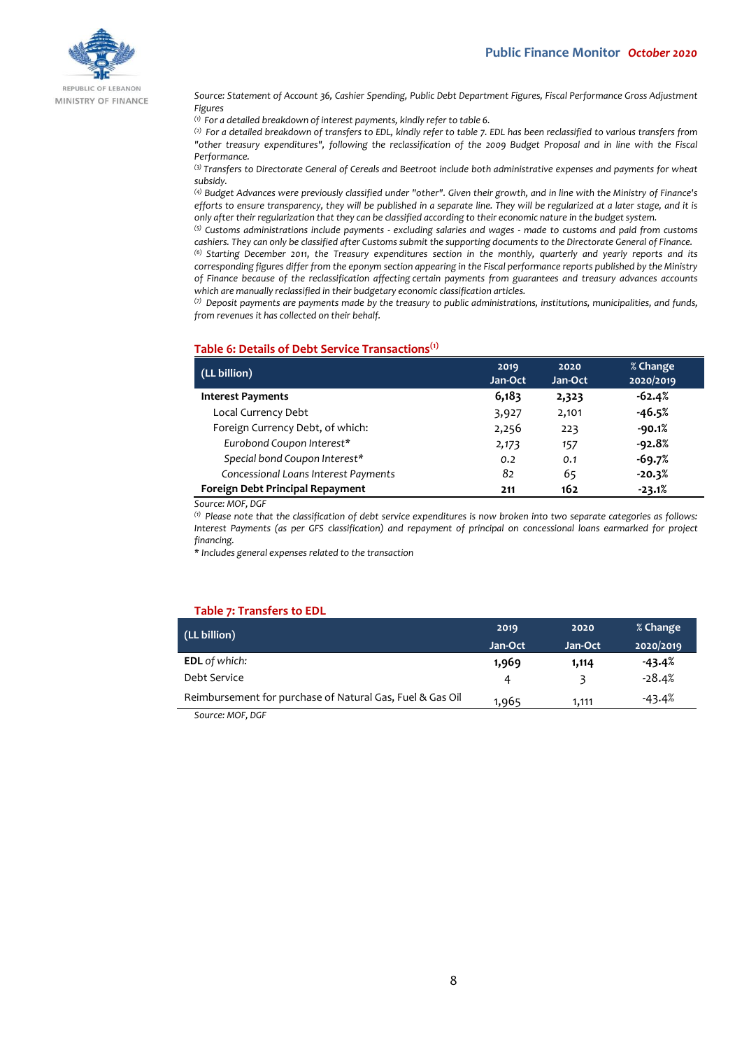Source: Statement of Account 36, Cashier Spending, Public Debt Department Figures, Fiscal Performance Gross Adjustment Figures

(1) For a detailed breakdown of interest payments, kindly refer to table 6.

(2) For a detailed breakdown of transfers to EDL, kindly refer to table 7. EDL has been reclassified to various transfers from "other treasury expenditures", following the reclassification of the 2009 Budget Proposal and in line with the Fiscal Performance.

(3) Transfers to Directorate General of Cereals and Beetroot include both administrative expenses and payments for wheat subsidy.

(4) Budget Advances were previously classified under "other". Given their growth, and in line with the Ministry of Finance's efforts to ensure transparency, they will be published in a separate line. They will be regularized at a later stage, and it is only after their regularization that they can be classified according to their economic nature in the budget system.

(5) Customs administrations include payments - excluding salaries and wages - made to customs and paid from customs cashiers. They can only be classified after Customs submit the supporting documents to the Directorate General of Finance.

(6) Starting December 2011, the Treasury expenditures section in the monthly, quarterly and yearly reports and its corresponding figures differ from the eponym section appearing in the Fiscal performance reports published by the Ministry of Finance because of the reclassification affecting certain payments from guarantees and treasury advances accounts which are manually reclassified in their budgetary economic classification articles.

(7) Deposit payments are payments made by the treasury to public administrations, institutions, municipalities, and funds, from revenues it has collected on their behalf.

## Table 6: Details of Debt Service Transactions[1]

| (LL billion) | 2019 Jan-Oct | 2020 Jan-Oct | % Change 2020/2019 |
|---|---|---|---|
| **Interest Payments** | **6,183** | **2,323** | **-62.4%** |
| Local Currency Debt | 3,927 | 2,101 | **-46.5%** |
| Foreign Currency Debt, of which: | 2,256 | 223 | **-90.1%** |
| *Eurobond Coupon Interest** | 2,173 | 157 | **-92.8%** |
| *Special bond Coupon Interest** | 0.2 | 0.1 | **-69.7%** |
| *Concessional Loans Interest Payments* | 82 | 65 | **-20.3%** |
| **Foreign Debt Principal Repayment** | **211** | **162** | **-23.1%** |

*Source: MOF, DGF*

*(1) Please note that the classification of debt service expenditures is now broken into two separate categories as follows: Interest Payments (as per GFS classification) and repayment of principal on concessional loans earmarked for project financing.*

*\* Includes general expenses related to the transaction*

## Table 7: Transfers to EDL

| (LL billion) | 2019 Jan-Oct | 2020 Jan-Oct | % Change 2020/2019 |
|---|---|---|---|
| **EDL** *of which:* | **1,969** | **1,114** | **-43.4%** |
| Debt Service | 4 | 3 | -28.4% |
| Reimbursement for purchase of Natural Gas, Fuel & Gas Oil | 1,965 | 1,111 | -43.4% |

*Source: MOF, DGF*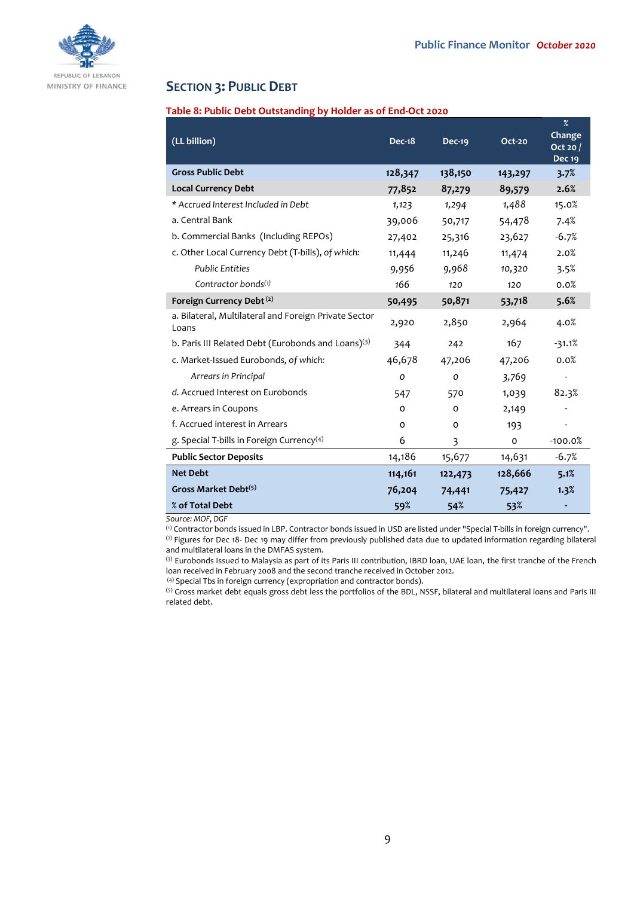## Section 3: Public Debt

**Table 8: Public Debt Outstanding by Holder as of End-Oct 2020**

| (LL billion) | Dec-18 | Dec-19 | Oct-20 | % Change Oct 20 / Dec 19 |
|---|---|---|---|---|
| **Gross Public Debt** | **128,347** | **138,150** | **143,297** | **3.7%** |
| **Local Currency Debt** | **77,852** | **87,279** | **89,579** | **2.6%** |
| *\* Accrued Interest Included in Debt* | *1,123* | *1,294* | *1,488* | 15.0% |
| a. Central Bank | 39,006 | 50,717 | 54,478 | 7.4% |
| b. Commercial Banks (Including REPOs) | 27,402 | 25,316 | 23,627 | -6.7% |
| c. Other Local Currency Debt (T-bills), *of which:* | 11,444 | 11,246 | 11,474 | 2.0% |
| *Public Entities* | *9,956* | *9,968* | *10,320* | 3.5% |
| *Contractor bonds*[1] | 166 | 120 | 120 | 0.0% |
| **Foreign Currency Debt** [2] | **50,495** | **50,871** | **53,718** | **5.6%** |
| a. Bilateral, Multilateral and Foreign Private Sector Loans | 2,920 | 2,850 | 2,964 | 4.0% |
| b. Paris III Related Debt (Eurobonds and Loans)[3] | 344 | 242 | 167 | -31.1% |
| c. Market-Issued Eurobonds, *of which:* | 46,678 | 47,206 | 47,206 | 0.0% |
| *Arrears in Principal* | *0* | *0* | *3,769* | - |
| d. Accrued Interest on Eurobonds | 547 | 570 | 1,039 | 82.3% |
| e. Arrears in Coupons | 0 | 0 | 2,149 | - |
| f. Accrued interest in Arrears | 0 | 0 | 193 | - |
| g. Special T-bills in Foreign Currency[4] | 6 | 3 | 0 | -100.0% |
| **Public Sector Deposits** | 14,186 | 15,677 | 14,631 | -6.7% |
| **Net Debt** | **114,161** | **122,473** | **128,666** | **5.1%** |
| **Gross Market Debt**[5] | **76,204** | **74,441** | **75,427** | **1.3%** |
| **% of Total Debt** | **59%** | **54%** | **53%** | **-** |

*Source: MOF, DGF*

[1] Contractor bonds issued in LBP. Contractor bonds issued in USD are listed under "Special T-bills in foreign currency".
[2] Figures for Dec 18- Dec 19 may differ from previously published data due to updated information regarding bilateral and multilateral loans in the DMFAS system.
[3] Eurobonds Issued to Malaysia as part of its Paris III contribution, IBRD loan, UAE loan, the first tranche of the French loan received in February 2008 and the second tranche received in October 2012.
[4] Special Tbs in foreign currency (expropriation and contractor bonds).
[5] Gross market debt equals gross debt less the portfolios of the BDL, NSSF, bilateral and multilateral loans and Paris III related debt.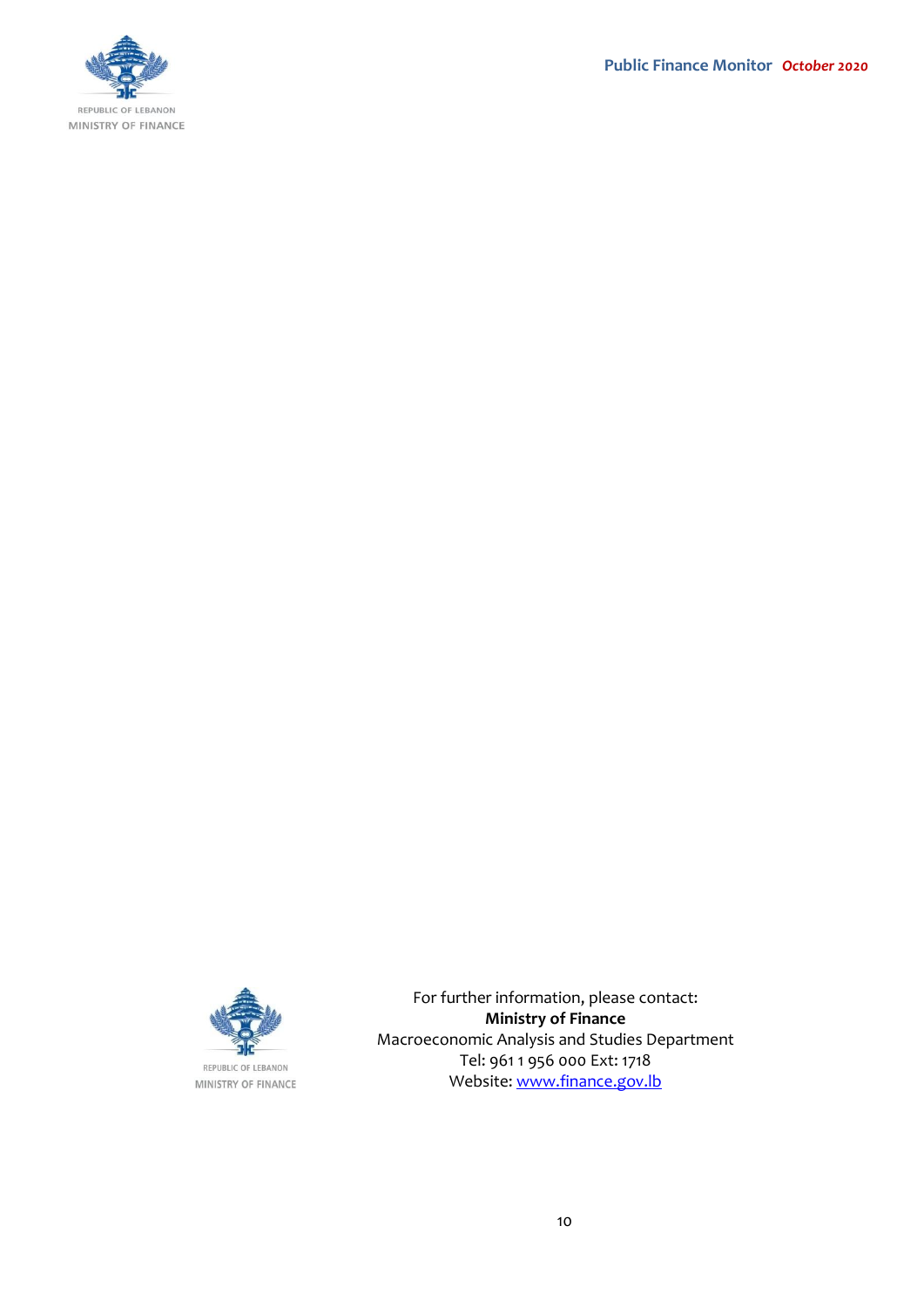REPUBLIC OF LEBANON
MINISTRY OF FINANCE

For further information, please contact:
**Ministry of Finance**
Macroeconomic Analysis and Studies Department
Tel: 961 1 956 000 Ext: 1718
Website: [www.finance.gov.lb](http://www.finance.gov.lb)